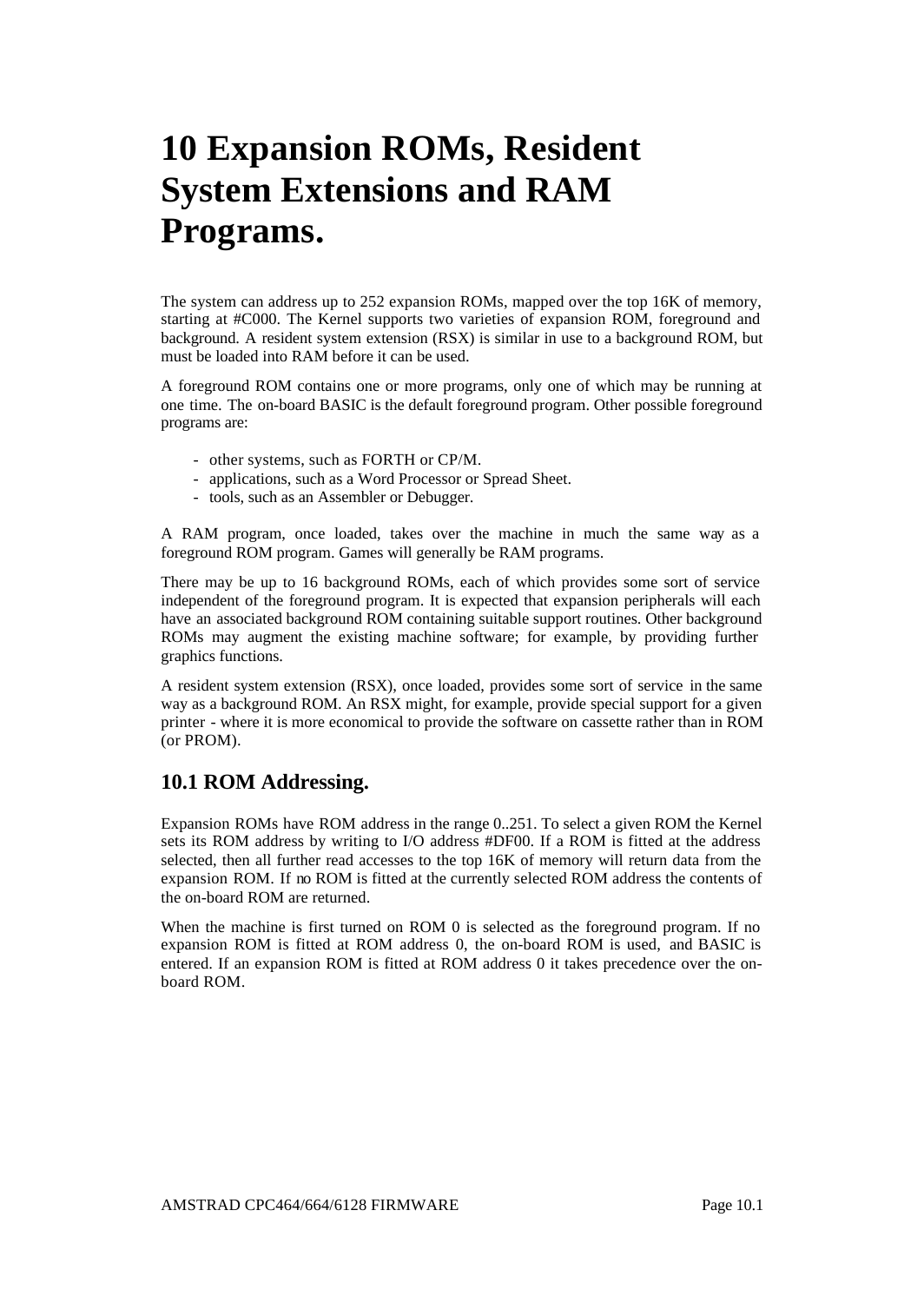# 10 Expansion ROMs, Resident System Extensions and RAM Programs.

The system can address up to 252 expansion ROMs, mapped over the top 16K of memory, starting at #C000. The Kernel supports two varieties of expansion ROM, foreground and background. A resident system extension (RSX) is similar in use to a background ROM, but must be loaded into RAM before it can be used.

A foreground ROM contains one or more programs, only one of which may be running at one time. The on-board BASIC is the default foreground program. Other possible foreground programs are:

- other systems, such as FORTH or CP/M.
- applications, such as a Word Processor or Spread Sheet.
- tools, such as an Assembler or Debugger.

A RAM program, once loaded, takes over the machine in much the same way as a foreground ROM program. Games will generally be RAM programs.

There may be up to 16 background ROMs, each of which provides some sort of service independent of the foreground program. It is expected that expansion peripherals will each have an associated background ROM containing suitable support routines. Other background ROMs may augment the existing machine software; for example, by providing further graphics functions.

A resident system extension (RSX), once loaded, provides some sort of service in the same way as a background ROM. An RSX might, for example, provide special support for a given printer - where it is more economical to provide the software on cassette rather than in ROM (or PROM).

## 10.1 ROM Addressing.

Expansion ROMs have ROM address in the range 0..251. To select a given ROM the Kernel sets its ROM address by writing to I/O address #DF00. If a ROM is fitted at the address selected, then all further read accesses to the top 16K of memory will return data from the expansion ROM. If no ROM is fitted at the currently selected ROM address the contents of the on-board ROM are returned.

When the machine is first turned on ROM 0 is selected as the foreground program. If no expansion ROM is fitted at ROM address 0, the on-board ROM is used, and BASIC is entered. If an expansion ROM is fitted at ROM address 0 it takes precedence over the on-board ROM.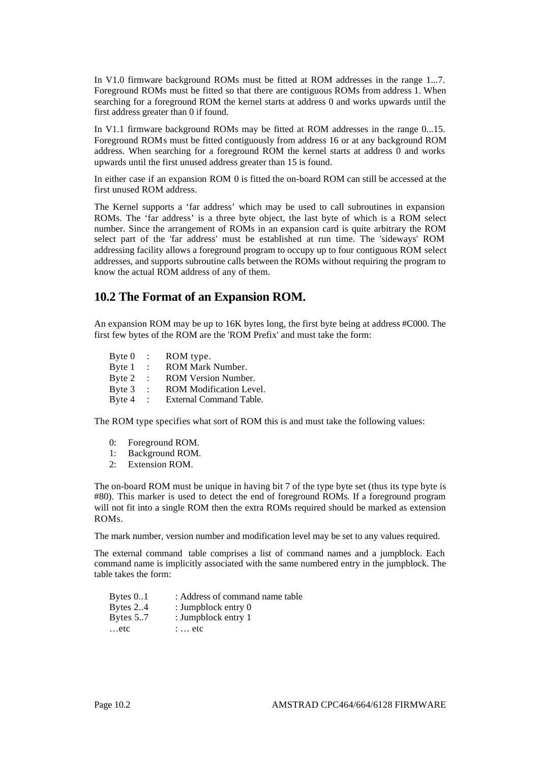In V1.0 firmware background ROMs must be fitted at ROM addresses in the range 1...7. Foreground ROMs must be fitted so that there are contiguous ROMs from address 1. When searching for a foreground ROM the kernel starts at address 0 and works upwards until the first address greater than 0 if found.

In V1.1 firmware background ROMs may be fitted at ROM addresses in the range 0...15. Foreground ROMs must be fitted contiguously from address 16 or at any background ROM address. When searching for a foreground ROM the kernel starts at address 0 and works upwards until the first unused address greater than 15 is found.

In either case if an expansion ROM 0 is fitted the on-board ROM can still be accessed at the first unused ROM address.

The Kernel supports a 'far address' which may be used to call subroutines in expansion ROMs. The 'far address' is a three byte object, the last byte of which is a ROM select number. Since the arrangement of ROMs in an expansion card is quite arbitrary the ROM select part of the 'far address' must be established at run time. The 'sideways' ROM addressing facility allows a foreground program to occupy up to four contiguous ROM select addresses, and supports subroutine calls between the ROMs without requiring the program to know the actual ROM address of any of them.

## 10.2 The Format of an Expansion ROM.

An expansion ROM may be up to 16K bytes long, the first byte being at address #C000. The first few bytes of the ROM are the 'ROM Prefix' and must take the form:

```
Byte 0  :   ROM type.
Byte 1  :   ROM Mark Number.
Byte 2  :   ROM Version Number.
Byte 3  :   ROM Modification Level.
Byte 4  :   External Command Table.
```

The ROM type specifies what sort of ROM this is and must take the following values:

- 0: Foreground ROM.
- 1: Background ROM.
- 2: Extension ROM.

The on-board ROM must be unique in having bit 7 of the type byte set (thus its type byte is #80). This marker is used to detect the end of foreground ROMs. If a foreground program will not fit into a single ROM then the extra ROMs required should be marked as extension ROMs.

The mark number, version number and modification level may be set to any values required.

The external command table comprises a list of command names and a jumpblock. Each command name is implicitly associated with the same numbered entry in the jumpblock. The table takes the form:

```
Bytes 0..1    : Address of command name table
Bytes 2..4    : Jumpblock entry 0
Bytes 5..7    : Jumpblock entry 1
…etc          : … etc
```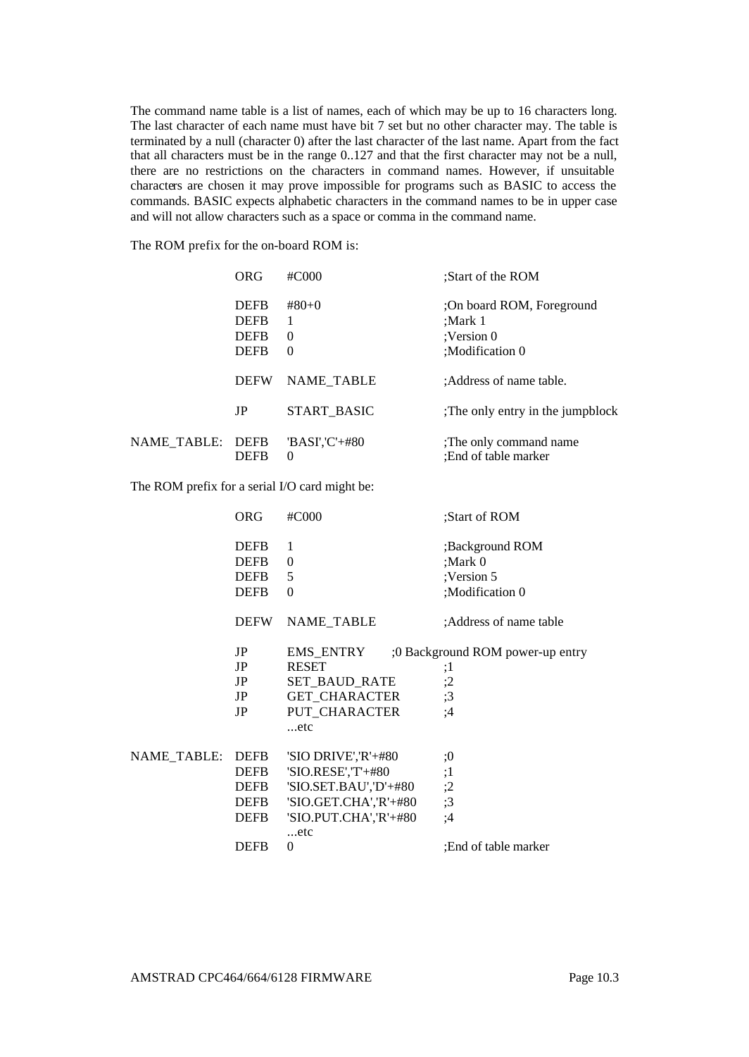The command name table is a list of names, each of which may be up to 16 characters long. The last character of each name must have bit 7 set but no other character may. The table is terminated by a null (character 0) after the last character of the last name. Apart from the fact that all characters must be in the range 0..127 and that the first character may not be a null, there are no restrictions on the characters in command names. However, if unsuitable characters are chosen it may prove impossible for programs such as BASIC to access the commands. BASIC expects alphabetic characters in the command names to be in upper case and will not allow characters such as a space or comma in the command name.

The ROM prefix for the on-board ROM is:

```
            ORG     #C000               ;Start of the ROM

            DEFB    #80+0               ;On board ROM, Foreground
            DEFB    1                   ;Mark 1
            DEFB    0                   ;Version 0
            DEFB    0                   ;Modification 0

            DEFW    NAME_TABLE          ;Address of name table.

            JP      START_BASIC         ;The only entry in the jumpblock

NAME_TABLE: DEFB    'BASI','C'+#80      ;The only command name
            DEFB    0                   ;End of table marker
```

The ROM prefix for a serial I/O card might be:

```
            ORG     #C000               ;Start of ROM

            DEFB    1                   ;Background ROM
            DEFB    0                   ;Mark 0
            DEFB    5                   ;Version 5
            DEFB    0                   ;Modification 0

            DEFW    NAME_TABLE          ;Address of name table

            JP      EMS_ENTRY       ;0 Background ROM power-up entry
            JP      RESET               ;1
            JP      SET_BAUD_RATE       ;2
            JP      GET_CHARACTER       ;3
            JP      PUT_CHARACTER       ;4
                    ...etc

NAME_TABLE: DEFB    'SIO DRIVE','R'+#80 ;0
            DEFB    'SIO.RESE','T'+#80  ;1
            DEFB    'SIO.SET.BAU','D'+#80 ;2
            DEFB    'SIO.GET.CHA','R'+#80 ;3
            DEFB    'SIO.PUT.CHA','R'+#80 ;4
                    ...etc
            DEFB    0                   ;End of table marker
```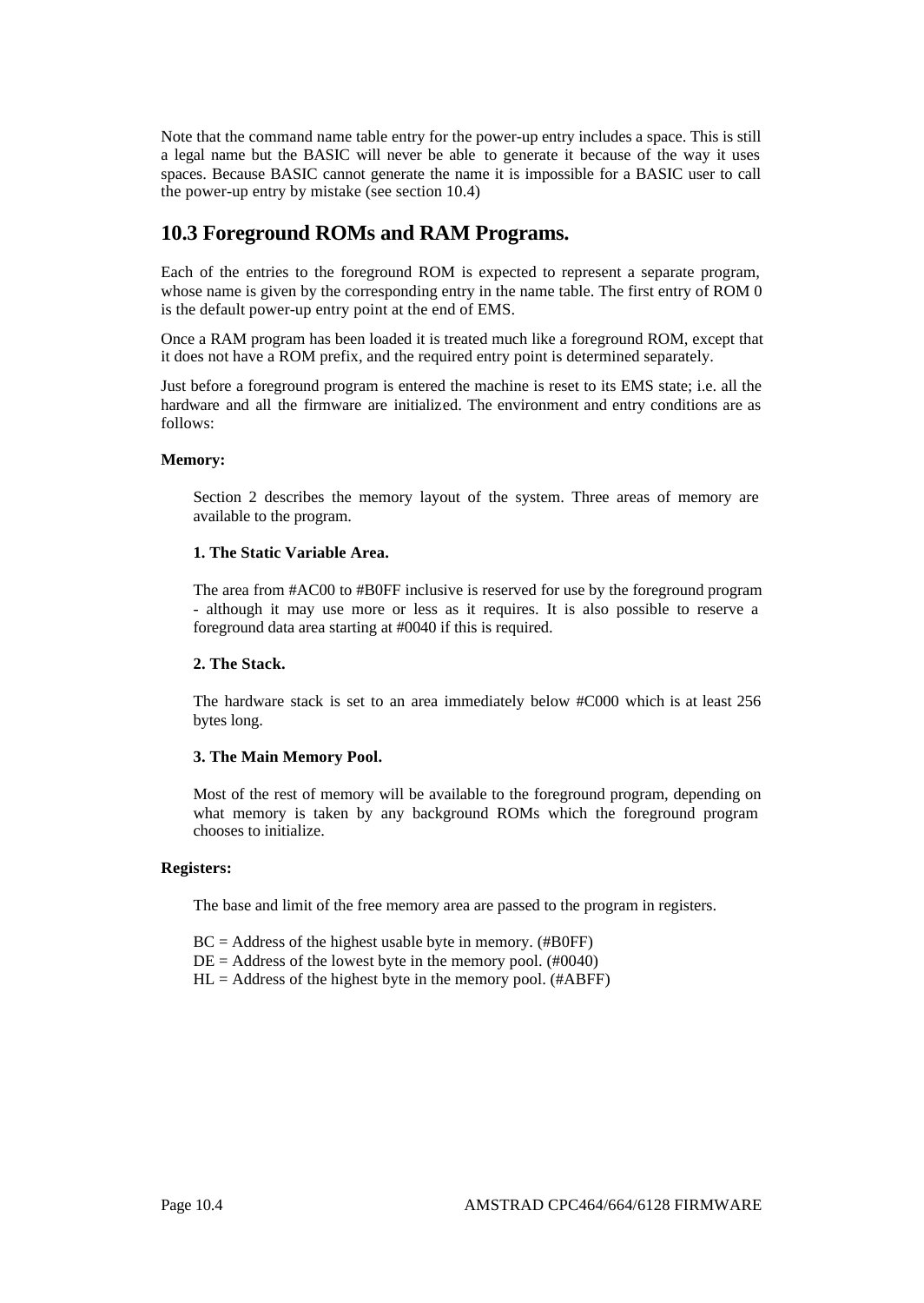Note that the command name table entry for the power-up entry includes a space. This is still a legal name but the BASIC will never be able to generate it because of the way it uses spaces. Because BASIC cannot generate the name it is impossible for a BASIC user to call the power-up entry by mistake (see section 10.4)

## 10.3 Foreground ROMs and RAM Programs.

Each of the entries to the foreground ROM is expected to represent a separate program, whose name is given by the corresponding entry in the name table. The first entry of ROM 0 is the default power-up entry point at the end of EMS.

Once a RAM program has been loaded it is treated much like a foreground ROM, except that it does not have a ROM prefix, and the required entry point is determined separately.

Just before a foreground program is entered the machine is reset to its EMS state; i.e. all the hardware and all the firmware are initialized. The environment and entry conditions are as follows:

**Memory:**

Section 2 describes the memory layout of the system. Three areas of memory are available to the program.

**1. The Static Variable Area.**

The area from #AC00 to #B0FF inclusive is reserved for use by the foreground program - although it may use more or less as it requires. It is also possible to reserve a foreground data area starting at #0040 if this is required.

**2. The Stack.**

The hardware stack is set to an area immediately below #C000 which is at least 256 bytes long.

**3. The Main Memory Pool.**

Most of the rest of memory will be available to the foreground program, depending on what memory is taken by any background ROMs which the foreground program chooses to initialize.

**Registers:**

The base and limit of the free memory area are passed to the program in registers.

BC = Address of the highest usable byte in memory. (#B0FF)  
DE = Address of the lowest byte in the memory pool. (#0040)  
HL = Address of the highest byte in the memory pool. (#ABFF)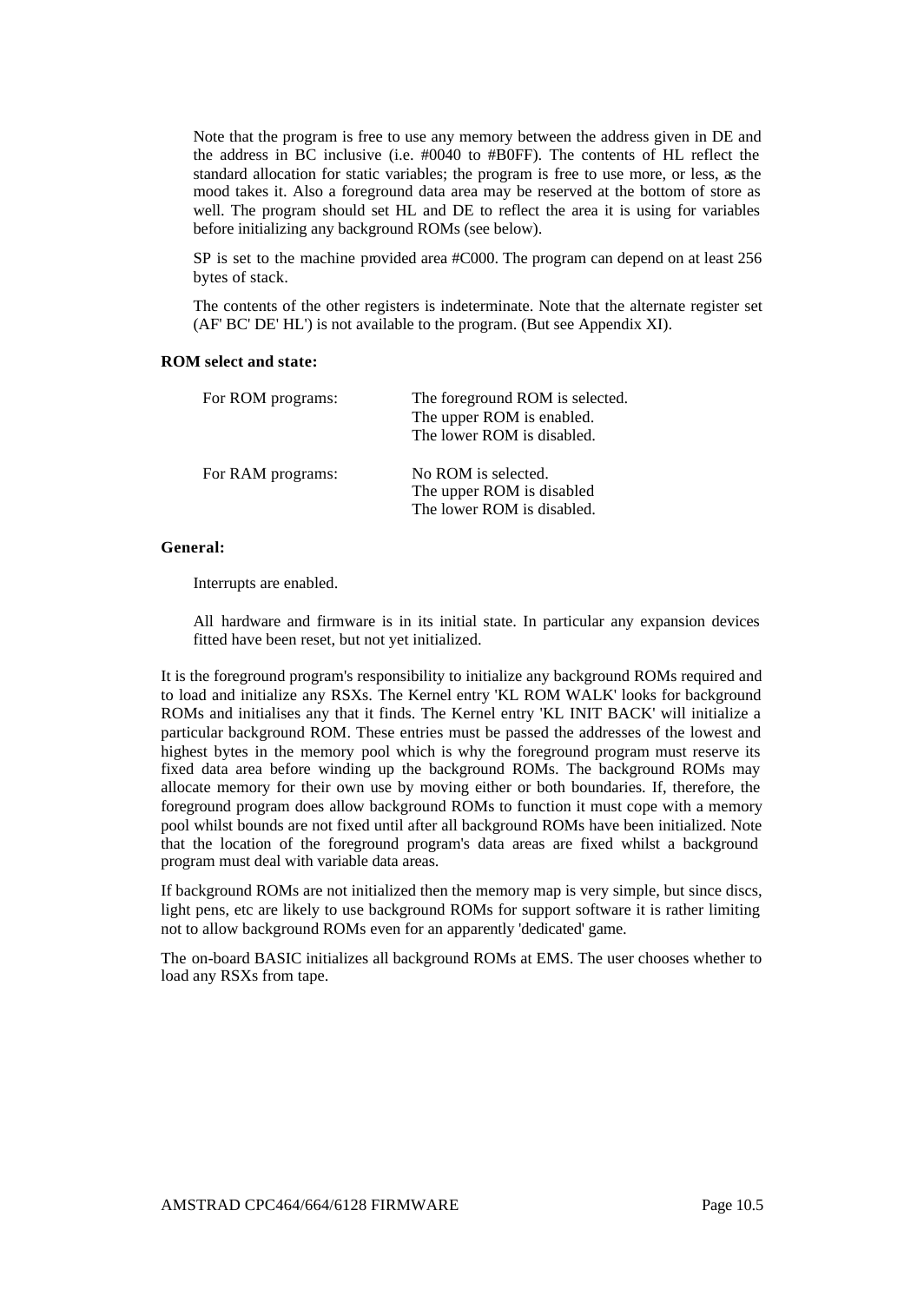Note that the program is free to use any memory between the address given in DE and the address in BC inclusive (i.e. #0040 to #B0FF). The contents of HL reflect the standard allocation for static variables; the program is free to use more, or less, as the mood takes it. Also a foreground data area may be reserved at the bottom of store as well. The program should set HL and DE to reflect the area it is using for variables before initializing any background ROMs (see below).

SP is set to the machine provided area #C000. The program can depend on at least 256 bytes of stack.

The contents of the other registers is indeterminate. Note that the alternate register set (AF' BC' DE' HL') is not available to the program. (But see Appendix XI).

**ROM select and state:**

| | |
|---|---|
| For ROM programs: | The foreground ROM is selected.<br>The upper ROM is enabled.<br>The lower ROM is disabled. |
| For RAM programs: | No ROM is selected.<br>The upper ROM is disabled<br>The lower ROM is disabled. |

**General:**

Interrupts are enabled.

All hardware and firmware is in its initial state. In particular any expansion devices fitted have been reset, but not yet initialized.

It is the foreground program's responsibility to initialize any background ROMs required and to load and initialize any RSXs. The Kernel entry 'KL ROM WALK' looks for background ROMs and initialises any that it finds. The Kernel entry 'KL INIT BACK' will initialize a particular background ROM. These entries must be passed the addresses of the lowest and highest bytes in the memory pool which is why the foreground program must reserve its fixed data area before winding up the background ROMs. The background ROMs may allocate memory for their own use by moving either or both boundaries. If, therefore, the foreground program does allow background ROMs to function it must cope with a memory pool whilst bounds are not fixed until after all background ROMs have been initialized. Note that the location of the foreground program's data areas are fixed whilst a background program must deal with variable data areas.

If background ROMs are not initialized then the memory map is very simple, but since discs, light pens, etc are likely to use background ROMs for support software it is rather limiting not to allow background ROMs even for an apparently 'dedicated' game.

The on-board BASIC initializes all background ROMs at EMS. The user chooses whether to load any RSXs from tape.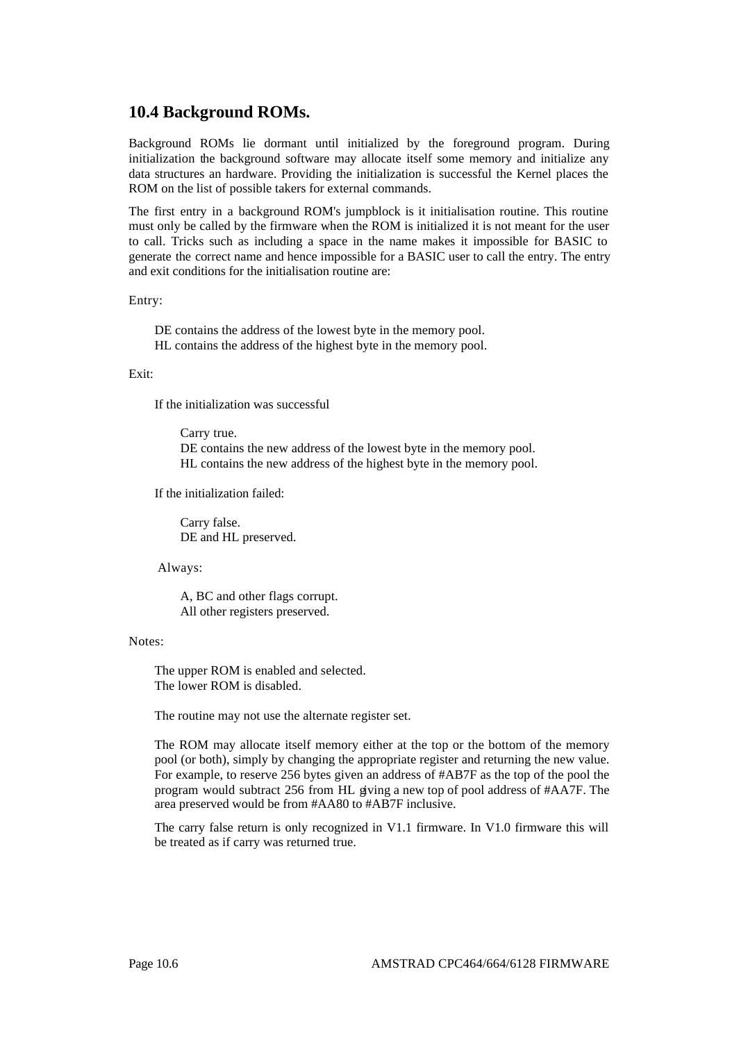## 10.4 Background ROMs.

Background ROMs lie dormant until initialized by the foreground program. During initialization the background software may allocate itself some memory and initialize any data structures an hardware. Providing the initialization is successful the Kernel places the ROM on the list of possible takers for external commands.

The first entry in a background ROM's jumpblock is it initialisation routine. This routine must only be called by the firmware when the ROM is initialized it is not meant for the user to call. Tricks such as including a space in the name makes it impossible for BASIC to generate the correct name and hence impossible for a BASIC user to call the entry. The entry and exit conditions for the initialisation routine are:

Entry:

> DE contains the address of the lowest byte in the memory pool.
> HL contains the address of the highest byte in the memory pool.

Exit:

> If the initialization was successful
>
> > Carry true.
> > DE contains the new address of the lowest byte in the memory pool.
> > HL contains the new address of the highest byte in the memory pool.
>
> If the initialization failed:
>
> > Carry false.
> > DE and HL preserved.
>
> Always:
>
> > A, BC and other flags corrupt.
> > All other registers preserved.

Notes:

> The upper ROM is enabled and selected.
> The lower ROM is disabled.
>
> The routine may not use the alternate register set.
>
> The ROM may allocate itself memory either at the top or the bottom of the memory pool (or both), simply by changing the appropriate register and returning the new value. For example, to reserve 256 bytes given an address of #AB7F as the top of the pool the program would subtract 256 from HL giving a new top of pool address of #AA7F. The area preserved would be from #AA80 to #AB7F inclusive.
>
> The carry false return is only recognized in V1.1 firmware. In V1.0 firmware this will be treated as if carry was returned true.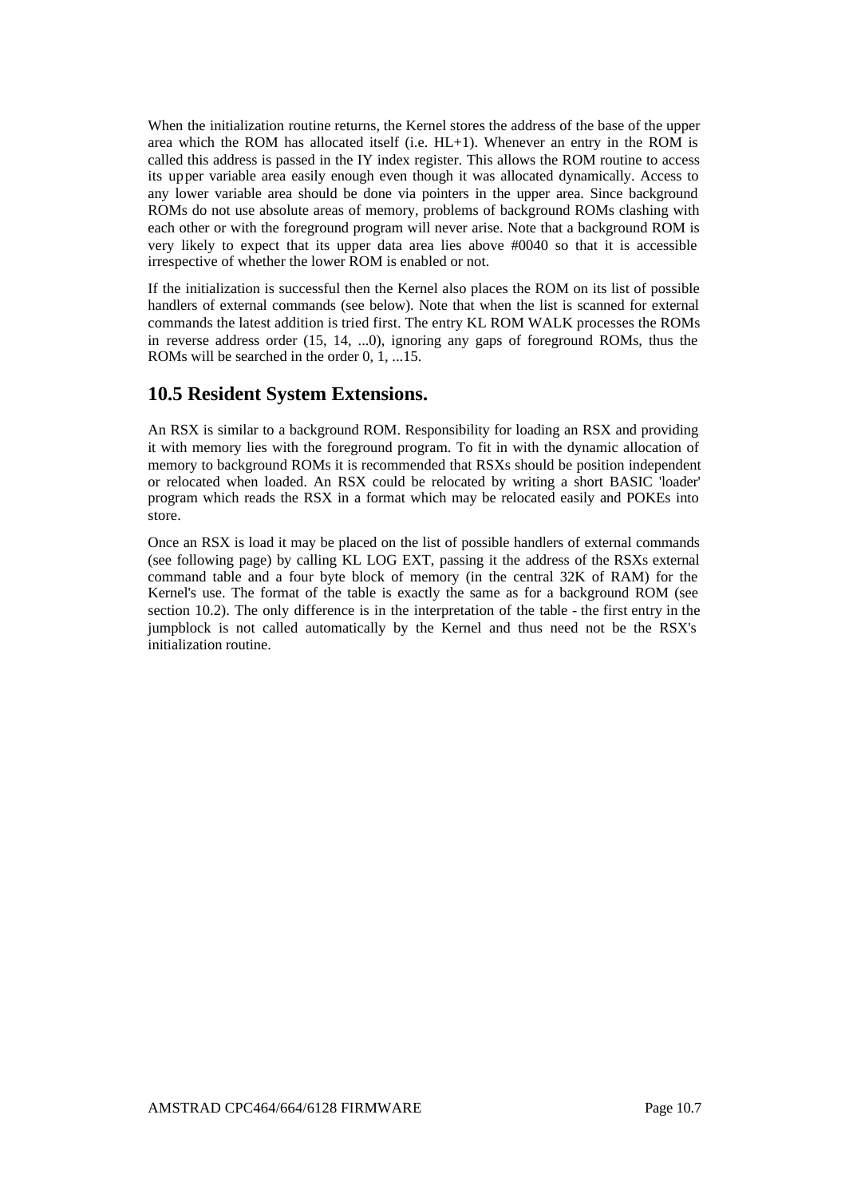When the initialization routine returns, the Kernel stores the address of the base of the upper area which the ROM has allocated itself (i.e. HL+1). Whenever an entry in the ROM is called this address is passed in the IY index register. This allows the ROM routine to access its upper variable area easily enough even though it was allocated dynamically. Access to any lower variable area should be done via pointers in the upper area. Since background ROMs do not use absolute areas of memory, problems of background ROMs clashing with each other or with the foreground program will never arise. Note that a background ROM is very likely to expect that its upper data area lies above #0040 so that it is accessible irrespective of whether the lower ROM is enabled or not.

If the initialization is successful then the Kernel also places the ROM on its list of possible handlers of external commands (see below). Note that when the list is scanned for external commands the latest addition is tried first. The entry KL ROM WALK processes the ROMs in reverse address order (15, 14, ...0), ignoring any gaps of foreground ROMs, thus the ROMs will be searched in the order 0, 1, ...15.

## 10.5 Resident System Extensions.

An RSX is similar to a background ROM. Responsibility for loading an RSX and providing it with memory lies with the foreground program. To fit in with the dynamic allocation of memory to background ROMs it is recommended that RSXs should be position independent or relocated when loaded. An RSX could be relocated by writing a short BASIC 'loader' program which reads the RSX in a format which may be relocated easily and POKEs into store.

Once an RSX is load it may be placed on the list of possible handlers of external commands (see following page) by calling KL LOG EXT, passing it the address of the RSXs external command table and a four byte block of memory (in the central 32K of RAM) for the Kernel's use. The format of the table is exactly the same as for a background ROM (see section 10.2). The only difference is in the interpretation of the table - the first entry in the jumpblock is not called automatically by the Kernel and thus need not be the RSX's initialization routine.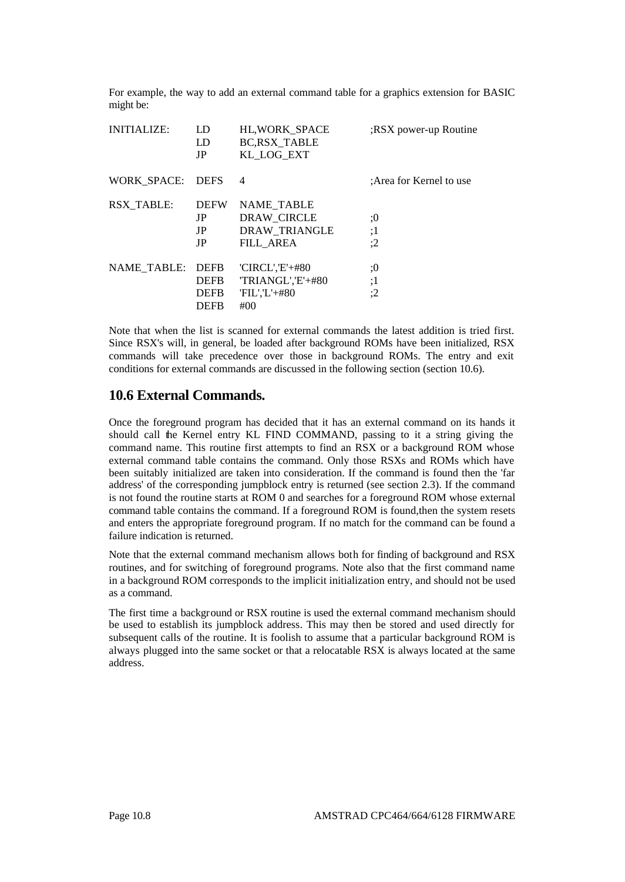For example, the way to add an external command table for a graphics extension for BASIC might be:

```
INITIALIZE:   LD     HL,WORK_SPACE        ;RSX power-up Routine
              LD     BC,RSX_TABLE
              JP     KL_LOG_EXT

WORK_SPACE:   DEFS   4                    ;Area for Kernel to use

RSX_TABLE:    DEFW   NAME_TABLE
              JP     DRAW_CIRCLE          ;0
              JP     DRAW_TRIANGLE        ;1
              JP     FILL_AREA            ;2

NAME_TABLE:   DEFB   'CIRCL','E'+#80      ;0
              DEFB   'TRIANGL','E'+#80    ;1
              DEFB   'FIL','L'+#80        ;2
              DEFB   #00
```

Note that when the list is scanned for external commands the latest addition is tried first. Since RSX's will, in general, be loaded after background ROMs have been initialized, RSX commands will take precedence over those in background ROMs. The entry and exit conditions for external commands are discussed in the following section (section 10.6).

## 10.6 External Commands.

Once the foreground program has decided that it has an external command on its hands it should call the Kernel entry KL FIND COMMAND, passing to it a string giving the command name. This routine first attempts to find an RSX or a background ROM whose external command table contains the command. Only those RSXs and ROMs which have been suitably initialized are taken into consideration. If the command is found then the 'far address' of the corresponding jumpblock entry is returned (see section 2.3). If the command is not found the routine starts at ROM 0 and searches for a foreground ROM whose external command table contains the command. If a foreground ROM is found,then the system resets and enters the appropriate foreground program. If no match for the command can be found a failure indication is returned.

Note that the external command mechanism allows both for finding of background and RSX routines, and for switching of foreground programs. Note also that the first command name in a background ROM corresponds to the implicit initialization entry, and should not be used as a command.

The first time a background or RSX routine is used the external command mechanism should be used to establish its jumpblock address. This may then be stored and used directly for subsequent calls of the routine. It is foolish to assume that a particular background ROM is always plugged into the same socket or that a relocatable RSX is always located at the same address.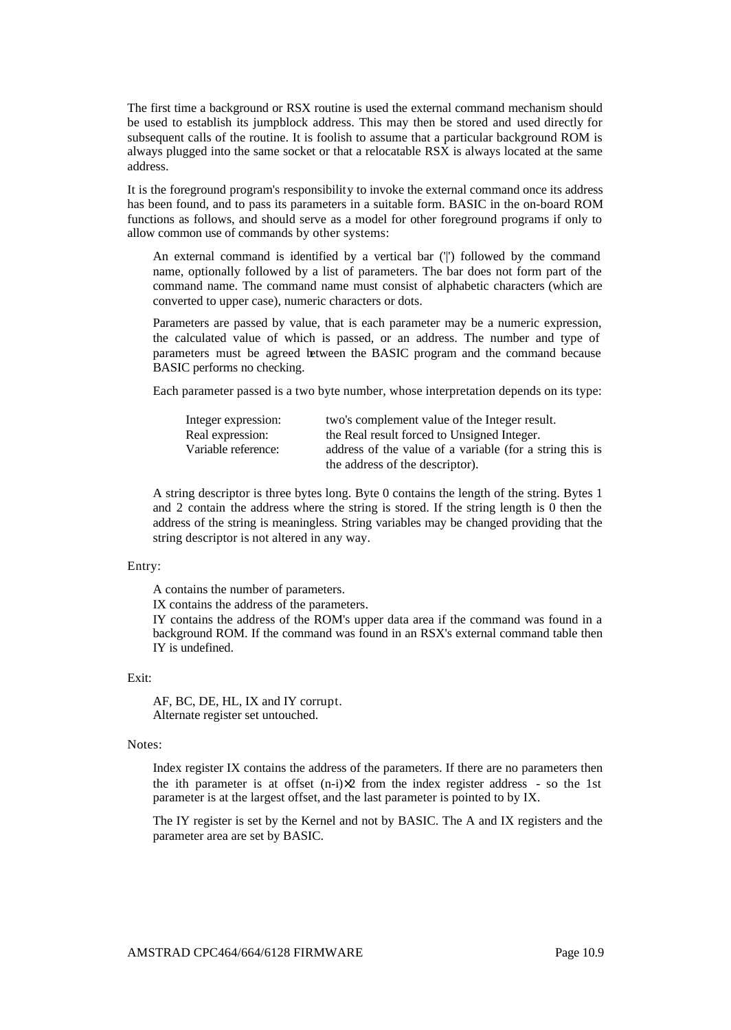The first time a background or RSX routine is used the external command mechanism should be used to establish its jumpblock address. This may then be stored and used directly for subsequent calls of the routine. It is foolish to assume that a particular background ROM is always plugged into the same socket or that a relocatable RSX is always located at the same address.

It is the foreground program's responsibility to invoke the external command once its address has been found, and to pass its parameters in a suitable form. BASIC in the on-board ROM functions as follows, and should serve as a model for other foreground programs if only to allow common use of commands by other systems:

> An external command is identified by a vertical bar ('|') followed by the command name, optionally followed by a list of parameters. The bar does not form part of the command name. The command name must consist of alphabetic characters (which are converted to upper case), numeric characters or dots.
>
> Parameters are passed by value, that is each parameter may be a numeric expression, the calculated value of which is passed, or an address. The number and type of parameters must be agreed between the BASIC program and the command because BASIC performs no checking.
>
> Each parameter passed is a two byte number, whose interpretation depends on its type:

| | |
|---|---|
| Integer expression: | two's complement value of the Integer result. |
| Real expression: | the Real result forced to Unsigned Integer. |
| Variable reference: | address of the value of a variable (for a string this is the address of the descriptor). |

> A string descriptor is three bytes long. Byte 0 contains the length of the string. Bytes 1 and 2 contain the address where the string is stored. If the string length is 0 then the address of the string is meaningless. String variables may be changed providing that the string descriptor is not altered in any way.

Entry:

> A contains the number of parameters.
> IX contains the address of the parameters.
> IY contains the address of the ROM's upper data area if the command was found in a background ROM. If the command was found in an RSX's external command table then IY is undefined.

Exit:

> AF, BC, DE, HL, IX and IY corrupt.
> Alternate register set untouched.

Notes:

> Index register IX contains the address of the parameters. If there are no parameters then the ith parameter is at offset $(n-i)\times 2$ from the index register address - so the 1st parameter is at the largest offset, and the last parameter is pointed to by IX.
>
> The IY register is set by the Kernel and not by BASIC. The A and IX registers and the parameter area are set by BASIC.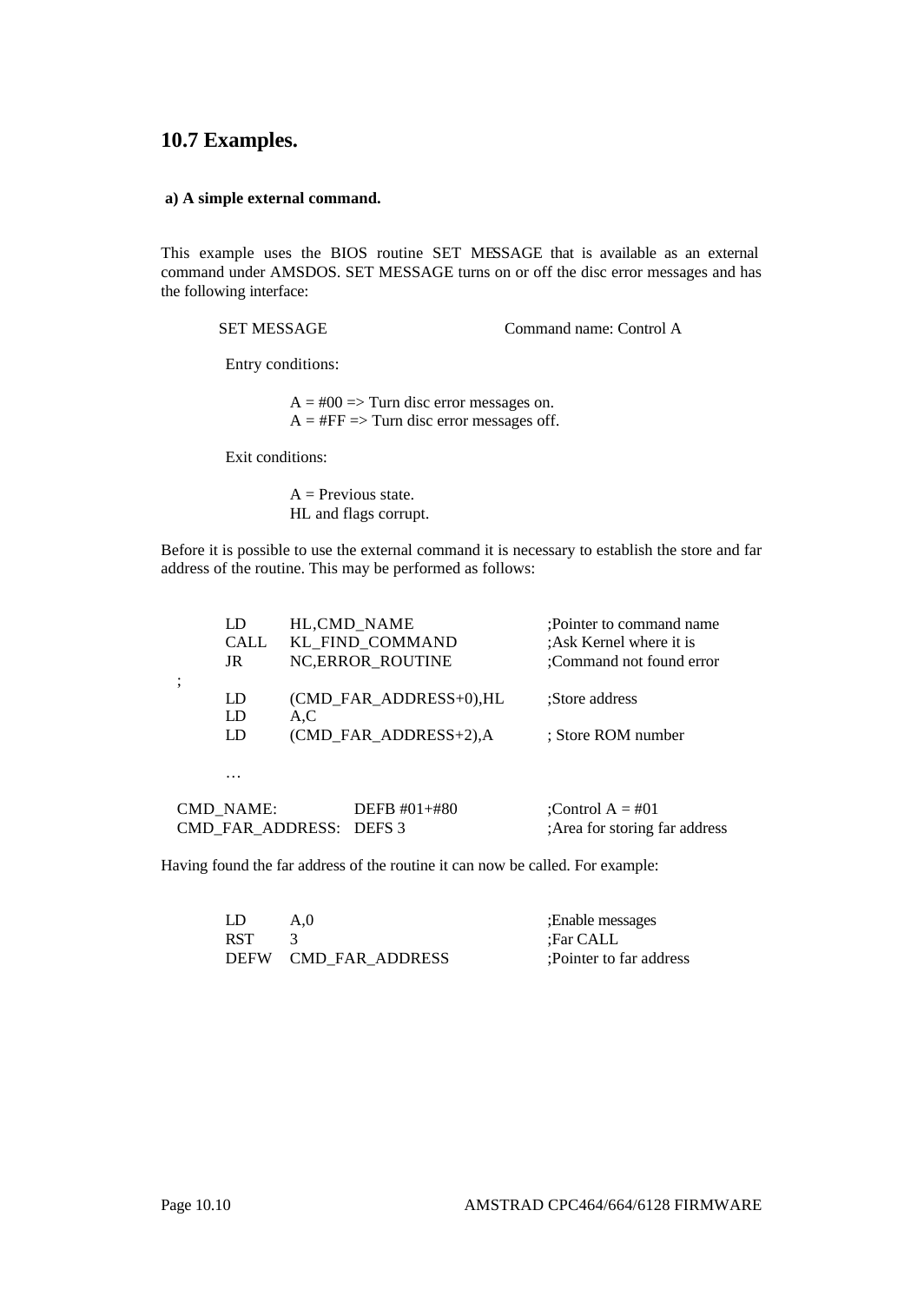## 10.7 Examples.

### a) A simple external command.

This example uses the BIOS routine SET MESSAGE that is available as an external command under AMSDOS. SET MESSAGE turns on or off the disc error messages and has the following interface:

SET MESSAGE                    Command name: Control A

Entry conditions:

A = #00 => Turn disc error messages on.
A = #FF => Turn disc error messages off.

Exit conditions:

A = Previous state.
HL and flags corrupt.

Before it is possible to use the external command it is necessary to establish the store and far address of the routine. This may be performed as follows:

```
        LD      HL,CMD_NAME                 ;Pointer to command name
        CALL    KL_FIND_COMMAND             ;Ask Kernel where it is
        JR      NC,ERROR_ROUTINE            ;Command not found error
;
        LD      (CMD_FAR_ADDRESS+0),HL      ;Store address
        LD      A,C
        LD      (CMD_FAR_ADDRESS+2),A       ; Store ROM number

        …

CMD_NAME:           DEFB #01+#80            ;Control A = #01
CMD_FAR_ADDRESS:    DEFS 3                  ;Area for storing far address
```

Having found the far address of the routine it can now be called. For example:

```
        LD      A,0                         ;Enable messages
        RST     3                           ;Far CALL
        DEFW    CMD_FAR_ADDRESS             ;Pointer to far address
```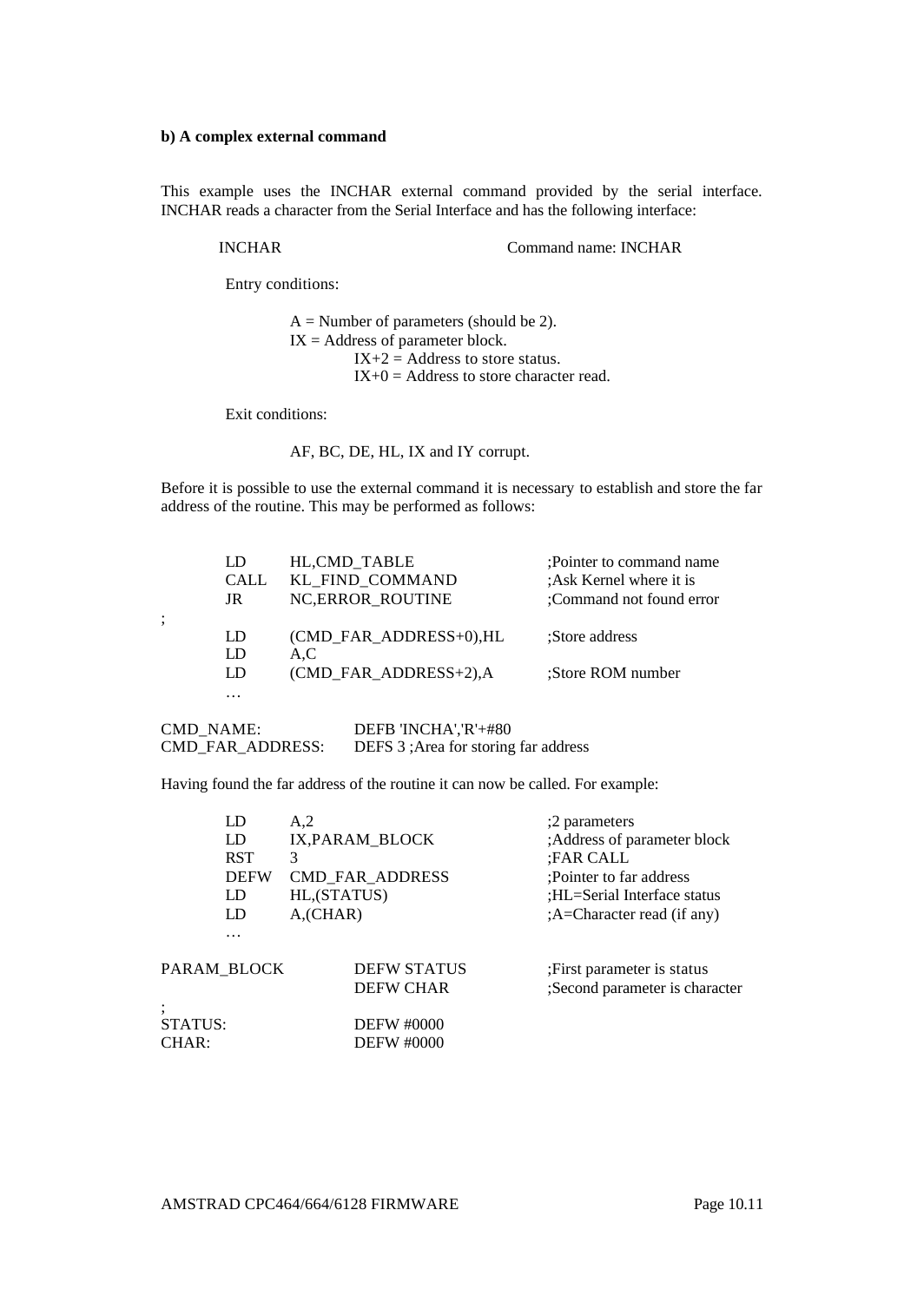**b) A complex external command**

This example uses the INCHAR external command provided by the serial interface. INCHAR reads a character from the Serial Interface and has the following interface:

INCHAR　　　　　　Command name: INCHAR

Entry conditions:

A = Number of parameters (should be 2).
IX = Address of parameter block.
IX+2 = Address to store status.
IX+0 = Address to store character read.

Exit conditions:

AF, BC, DE, HL, IX and IY corrupt.

Before it is possible to use the external command it is necessary to establish and store the far address of the routine. This may be performed as follows:

```
        LD      HL,CMD_TABLE                ;Pointer to command name
        CALL    KL_FIND_COMMAND             ;Ask Kernel where it is
        JR      NC,ERROR_ROUTINE            ;Command not found error
;
        LD      (CMD_FAR_ADDRESS+0),HL      ;Store address
        LD      A,C
        LD      (CMD_FAR_ADDRESS+2),A       ;Store ROM number
        …

CMD_NAME:           DEFB 'INCHA','R'+#80
CMD_FAR_ADDRESS:    DEFS 3 ;Area for storing far address
```

Having found the far address of the routine it can now be called. For example:

```
        LD      A,2                         ;2 parameters
        LD      IX,PARAM_BLOCK              ;Address of parameter block
        RST     3                           ;FAR CALL
        DEFW    CMD_FAR_ADDRESS             ;Pointer to far address
        LD      HL,(STATUS)                 ;HL=Serial Interface status
        LD      A,(CHAR)                    ;A=Character read (if any)
        …

PARAM_BLOCK         DEFW STATUS             ;First parameter is status
                    DEFW CHAR               ;Second parameter is character
;
STATUS:             DEFW #0000
CHAR:               DEFW #0000
```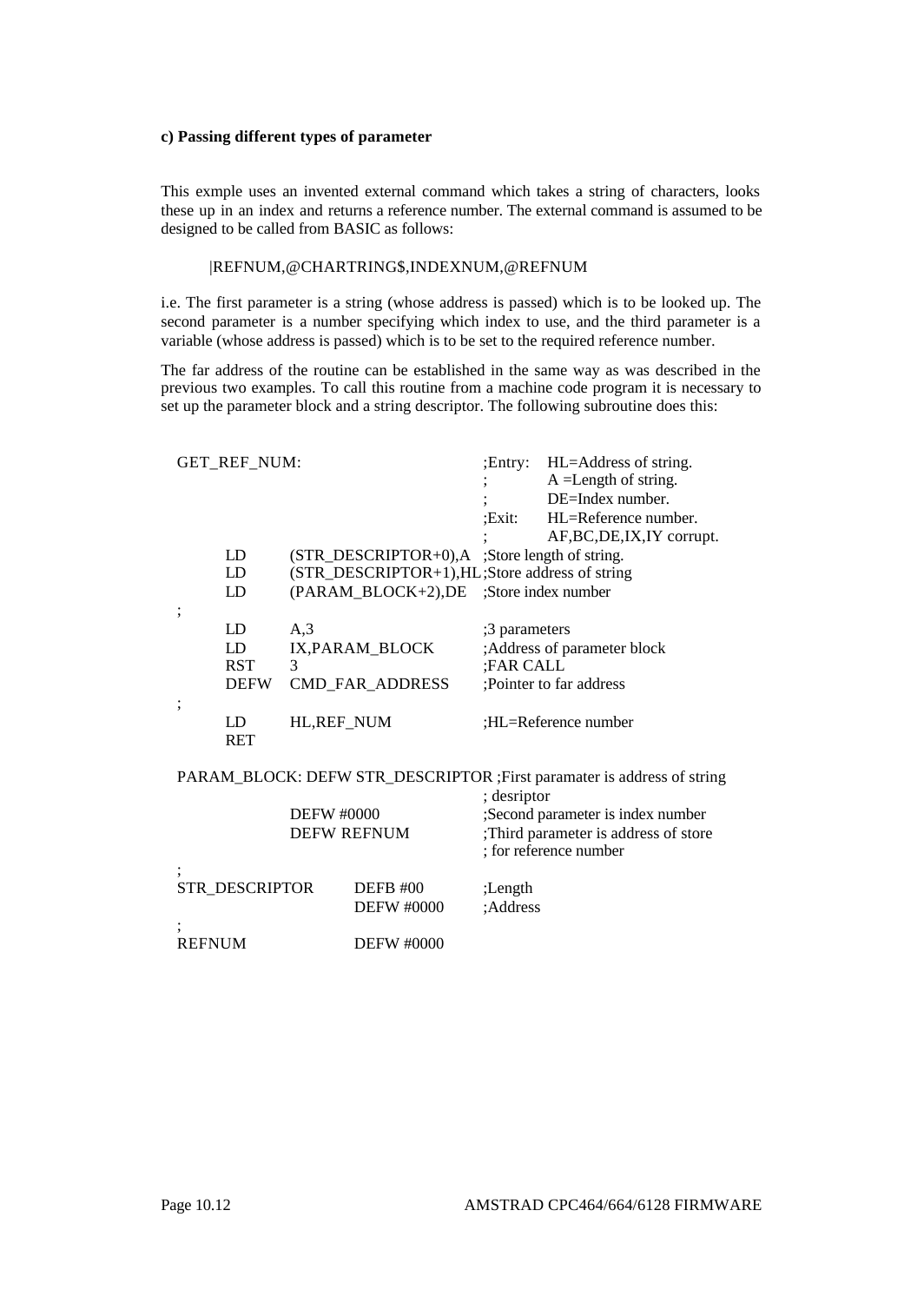**c) Passing different types of parameter**

This exmple uses an invented external command which takes a string of characters, looks these up in an index and returns a reference number. The external command is assumed to be designed to be called from BASIC as follows:

|REFNUM,@CHARTRING$,INDEXNUM,@REFNUM

i.e. The first parameter is a string (whose address is passed) which is to be looked up. The second parameter is a number specifying which index to use, and the third parameter is a variable (whose address is passed) which is to be set to the required reference number.

The far address of the routine can be established in the same way as was described in the previous two examples. To call this routine from a machine code program it is necessary to set up the parameter block and a string descriptor. The following subroutine does this:

```
GET_REF_NUM:                          ;Entry:  HL=Address of string.
                                      ;        A =Length of string.
                                      ;        DE=Index number.
                                      ;Exit:   HL=Reference number.
                                      ;        AF,BC,DE,IX,IY corrupt.
        LD      (STR_DESCRIPTOR+0),A  ;Store length of string.
        LD      (STR_DESCRIPTOR+1),HL ;Store address of string
        LD      (PARAM_BLOCK+2),DE    ;Store index number
;
        LD      A,3                   ;3 parameters
        LD      IX,PARAM_BLOCK        ;Address of parameter block
        RST     3                     ;FAR CALL
        DEFW    CMD_FAR_ADDRESS       ;Pointer to far address
;
        LD      HL,REF_NUM            ;HL=Reference number
        RET

PARAM_BLOCK: DEFW STR_DESCRIPTOR ;First paramater is address of string
                                      ; desriptor
        DEFW #0000                    ;Second parameter is index number
        DEFW REFNUM                   ;Third parameter is address of store
                                      ; for reference number
;
STR_DESCRIPTOR      DEFB #00          ;Length
                    DEFW #0000        ;Address
;
REFNUM              DEFW #0000
```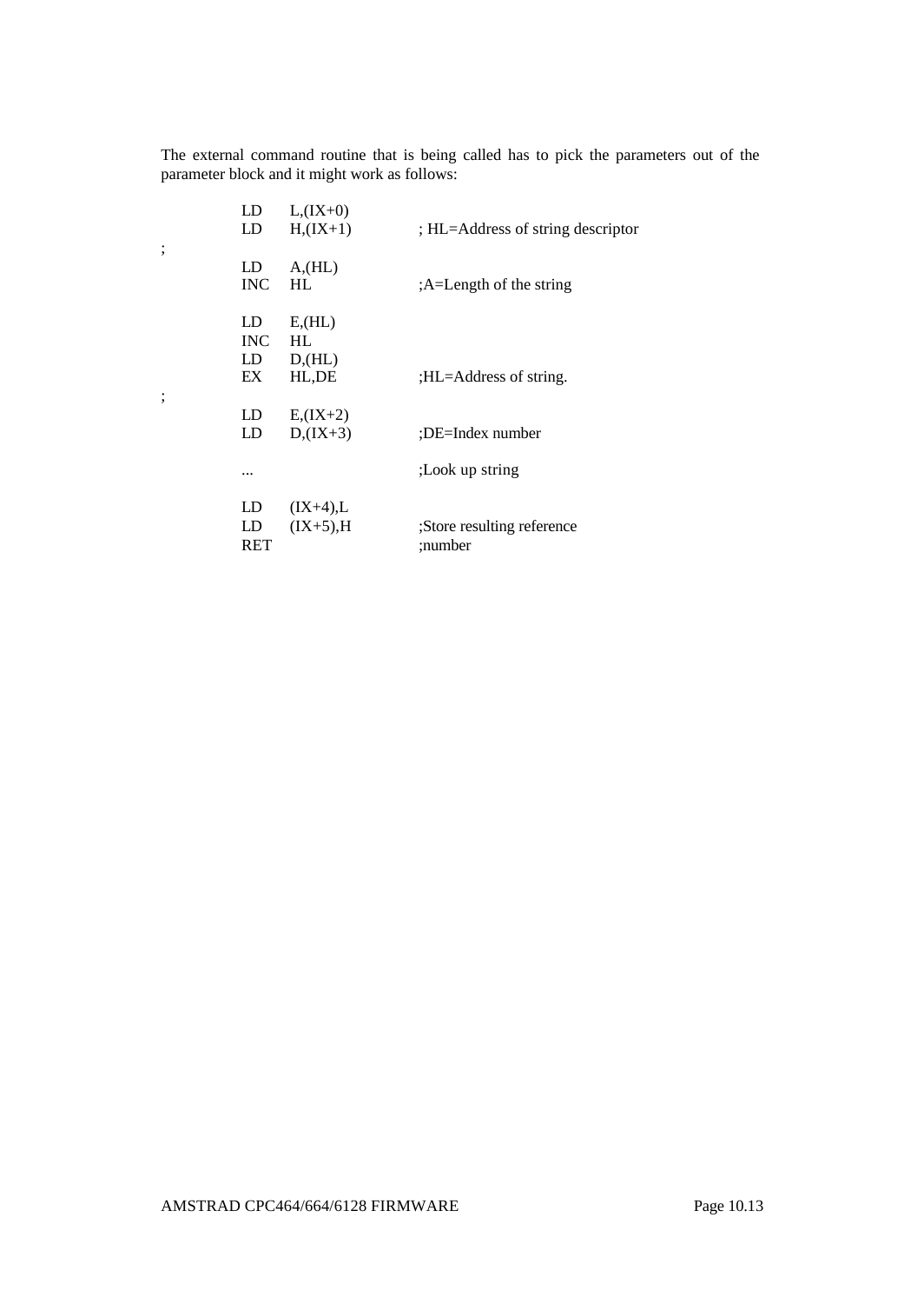The external command routine that is being called has to pick the parameters out of the parameter block and it might work as follows:

```
        LD      L,(IX+0)
        LD      H,(IX+1)        ; HL=Address of string descriptor
;
        LD      A,(HL)
        INC     HL              ;A=Length of the string

        LD      E,(HL)
        INC     HL
        LD      D,(HL)
        EX      HL,DE           ;HL=Address of string.
;
        LD      E,(IX+2)
        LD      D,(IX+3)        ;DE=Index number

        ...                     ;Look up string

        LD      (IX+4),L
        LD      (IX+5),H        ;Store resulting reference
        RET                     ;number
```